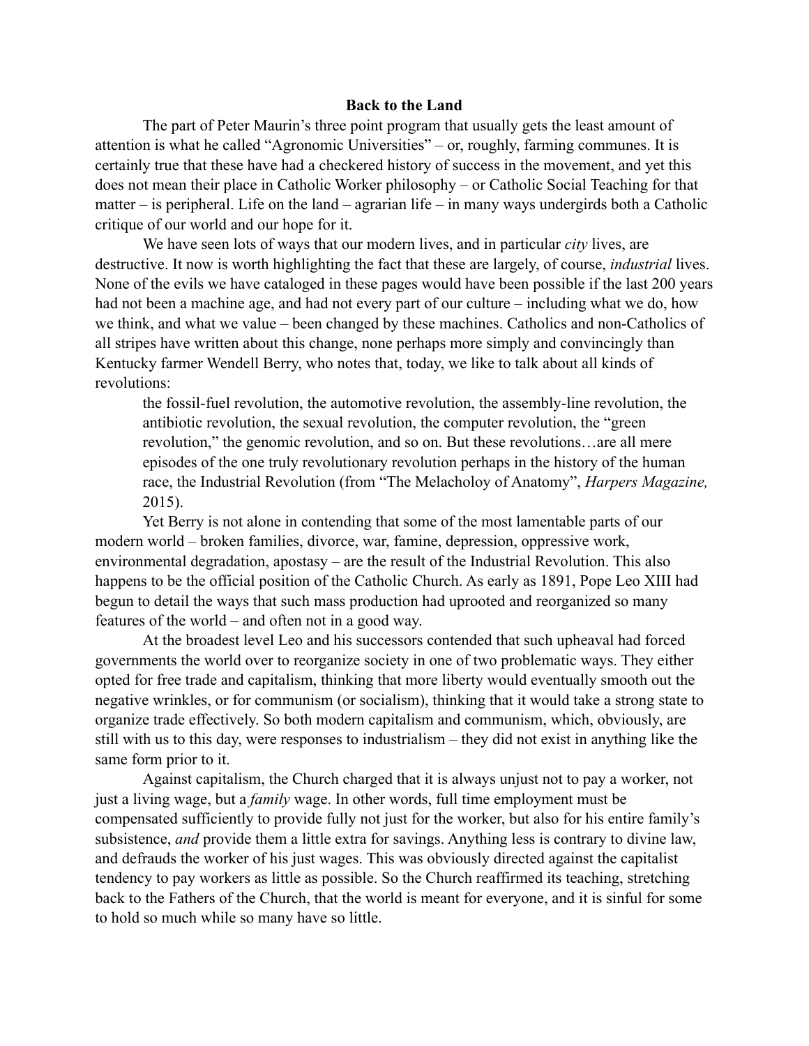# Back to the Land

The part of Peter Maurin's three point program that usually gets the least amount of attention is what he called "Agronomic Universities" – or, roughly, farming communes. It is certainly true that these have had a checkered history of success in the movement, and yet this does not mean their place in Catholic Worker philosophy – or Catholic Social Teaching for that matter – is peripheral. Life on the land – agrarian life – in many ways undergirds both a Catholic critique of our world and our hope for it.

We have seen lots of ways that our modern lives, and in particular *city* lives, are destructive. It now is worth highlighting the fact that these are largely, of course, *industrial* lives. None of the evils we have cataloged in these pages would have been possible if the last 200 years had not been a machine age, and had not every part of our culture – including what we do, how we think, and what we value – been changed by these machines. Catholics and non-Catholics of all stripes have written about this change, none perhaps more simply and convincingly than Kentucky farmer Wendell Berry, who notes that, today, we like to talk about all kinds of revolutions:

> the fossil-fuel revolution, the automotive revolution, the assembly-line revolution, the antibiotic revolution, the sexual revolution, the computer revolution, the "green revolution," the genomic revolution, and so on. But these revolutions…are all mere episodes of the one truly revolutionary revolution perhaps in the history of the human race, the Industrial Revolution (from "The Melacholoy of Anatomy", *Harpers Magazine,* 2015).

Yet Berry is not alone in contending that some of the most lamentable parts of our modern world – broken families, divorce, war, famine, depression, oppressive work, environmental degradation, apostasy – are the result of the Industrial Revolution. This also happens to be the official position of the Catholic Church. As early as 1891, Pope Leo XIII had begun to detail the ways that such mass production had uprooted and reorganized so many features of the world – and often not in a good way.

At the broadest level Leo and his successors contended that such upheaval had forced governments the world over to reorganize society in one of two problematic ways. They either opted for free trade and capitalism, thinking that more liberty would eventually smooth out the negative wrinkles, or for communism (or socialism), thinking that it would take a strong state to organize trade effectively. So both modern capitalism and communism, which, obviously, are still with us to this day, were responses to industrialism – they did not exist in anything like the same form prior to it.

Against capitalism, the Church charged that it is always unjust not to pay a worker, not just a living wage, but a *family* wage. In other words, full time employment must be compensated sufficiently to provide fully not just for the worker, but also for his entire family's subsistence, *and* provide them a little extra for savings. Anything less is contrary to divine law, and defrauds the worker of his just wages. This was obviously directed against the capitalist tendency to pay workers as little as possible. So the Church reaffirmed its teaching, stretching back to the Fathers of the Church, that the world is meant for everyone, and it is sinful for some to hold so much while so many have so little.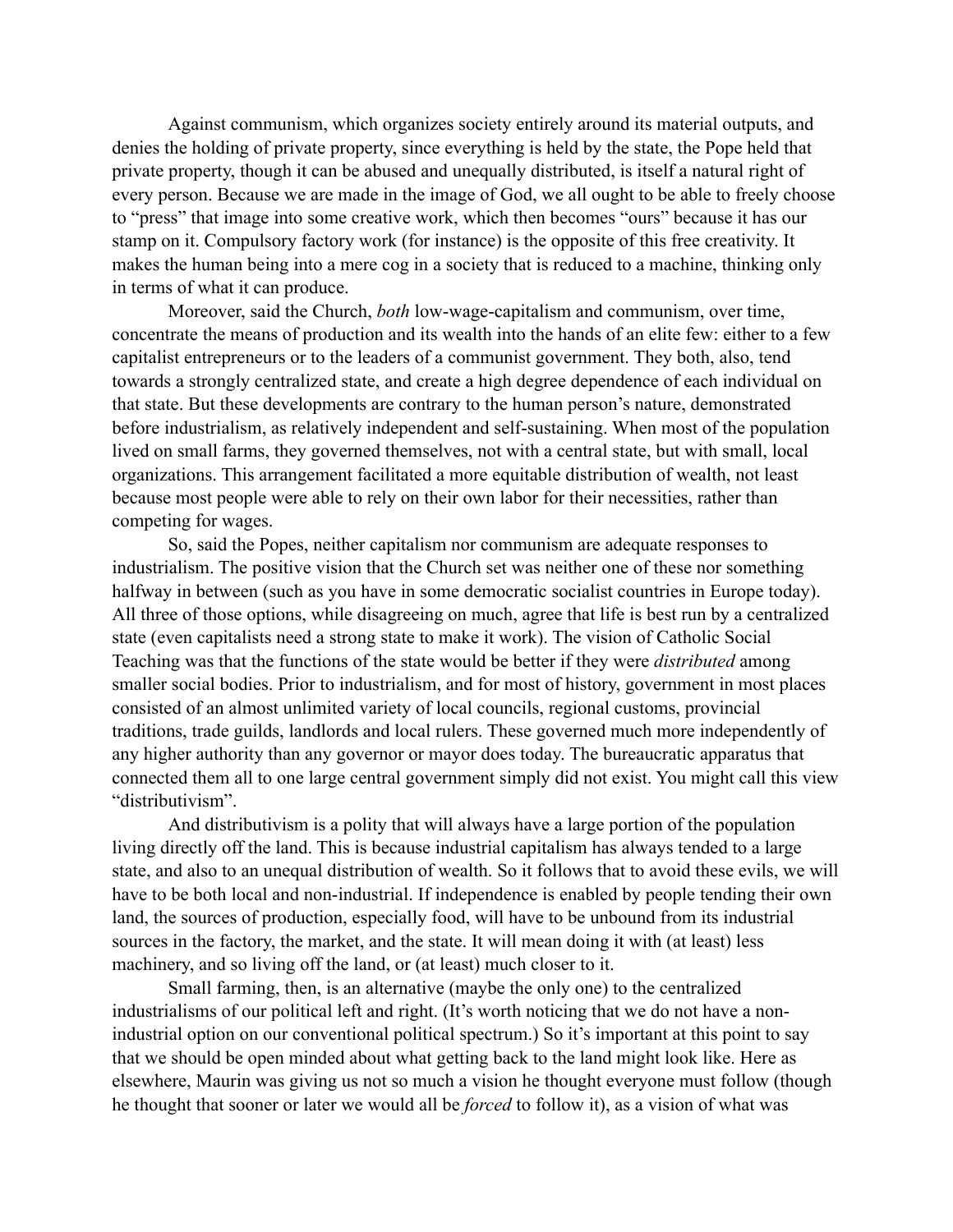Against communism, which organizes society entirely around its material outputs, and denies the holding of private property, since everything is held by the state, the Pope held that private property, though it can be abused and unequally distributed, is itself a natural right of every person. Because we are made in the image of God, we all ought to be able to freely choose to "press" that image into some creative work, which then becomes "ours" because it has our stamp on it. Compulsory factory work (for instance) is the opposite of this free creativity. It makes the human being into a mere cog in a society that is reduced to a machine, thinking only in terms of what it can produce.

Moreover, said the Church, *both* low-wage-capitalism and communism, over time, concentrate the means of production and its wealth into the hands of an elite few: either to a few capitalist entrepreneurs or to the leaders of a communist government. They both, also, tend towards a strongly centralized state, and create a high degree dependence of each individual on that state. But these developments are contrary to the human person's nature, demonstrated before industrialism, as relatively independent and self-sustaining. When most of the population lived on small farms, they governed themselves, not with a central state, but with small, local organizations. This arrangement facilitated a more equitable distribution of wealth, not least because most people were able to rely on their own labor for their necessities, rather than competing for wages.

So, said the Popes, neither capitalism nor communism are adequate responses to industrialism. The positive vision that the Church set was neither one of these nor something halfway in between (such as you have in some democratic socialist countries in Europe today). All three of those options, while disagreeing on much, agree that life is best run by a centralized state (even capitalists need a strong state to make it work). The vision of Catholic Social Teaching was that the functions of the state would be better if they were *distributed* among smaller social bodies. Prior to industrialism, and for most of history, government in most places consisted of an almost unlimited variety of local councils, regional customs, provincial traditions, trade guilds, landlords and local rulers. These governed much more independently of any higher authority than any governor or mayor does today. The bureaucratic apparatus that connected them all to one large central government simply did not exist. You might call this view "distributivism".

And distributivism is a polity that will always have a large portion of the population living directly off the land. This is because industrial capitalism has always tended to a large state, and also to an unequal distribution of wealth. So it follows that to avoid these evils, we will have to be both local and non-industrial. If independence is enabled by people tending their own land, the sources of production, especially food, will have to be unbound from its industrial sources in the factory, the market, and the state. It will mean doing it with (at least) less machinery, and so living off the land, or (at least) much closer to it.

Small farming, then, is an alternative (maybe the only one) to the centralized industrialisms of our political left and right. (It's worth noticing that we do not have a non-industrial option on our conventional political spectrum.) So it's important at this point to say that we should be open minded about what getting back to the land might look like. Here as elsewhere, Maurin was giving us not so much a vision he thought everyone must follow (though he thought that sooner or later we would all be *forced* to follow it), as a vision of what was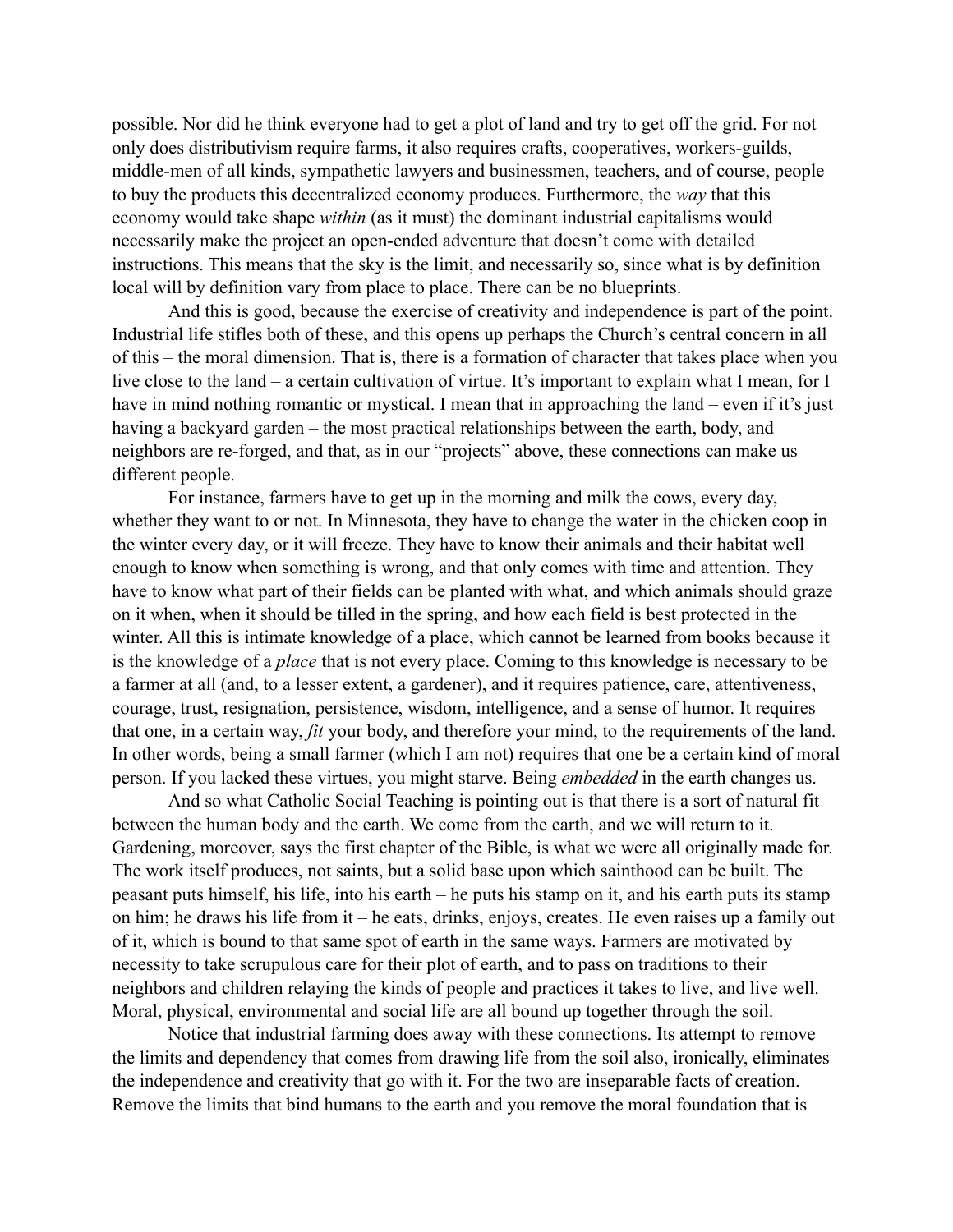possible. Nor did he think everyone had to get a plot of land and try to get off the grid. For not only does distributivism require farms, it also requires crafts, cooperatives, workers-guilds, middle-men of all kinds, sympathetic lawyers and businessmen, teachers, and of course, people to buy the products this decentralized economy produces. Furthermore, the *way* that this economy would take shape *within* (as it must) the dominant industrial capitalisms would necessarily make the project an open-ended adventure that doesn't come with detailed instructions. This means that the sky is the limit, and necessarily so, since what is by definition local will by definition vary from place to place. There can be no blueprints.

And this is good, because the exercise of creativity and independence is part of the point. Industrial life stifles both of these, and this opens up perhaps the Church's central concern in all of this – the moral dimension. That is, there is a formation of character that takes place when you live close to the land – a certain cultivation of virtue. It's important to explain what I mean, for I have in mind nothing romantic or mystical. I mean that in approaching the land – even if it's just having a backyard garden – the most practical relationships between the earth, body, and neighbors are re-forged, and that, as in our "projects" above, these connections can make us different people.

For instance, farmers have to get up in the morning and milk the cows, every day, whether they want to or not. In Minnesota, they have to change the water in the chicken coop in the winter every day, or it will freeze. They have to know their animals and their habitat well enough to know when something is wrong, and that only comes with time and attention. They have to know what part of their fields can be planted with what, and which animals should graze on it when, when it should be tilled in the spring, and how each field is best protected in the winter. All this is intimate knowledge of a place, which cannot be learned from books because it is the knowledge of a *place* that is not every place. Coming to this knowledge is necessary to be a farmer at all (and, to a lesser extent, a gardener), and it requires patience, care, attentiveness, courage, trust, resignation, persistence, wisdom, intelligence, and a sense of humor. It requires that one, in a certain way, *fit* your body, and therefore your mind, to the requirements of the land. In other words, being a small farmer (which I am not) requires that one be a certain kind of moral person. If you lacked these virtues, you might starve. Being *embedded* in the earth changes us.

And so what Catholic Social Teaching is pointing out is that there is a sort of natural fit between the human body and the earth. We come from the earth, and we will return to it. Gardening, moreover, says the first chapter of the Bible, is what we were all originally made for. The work itself produces, not saints, but a solid base upon which sainthood can be built. The peasant puts himself, his life, into his earth – he puts his stamp on it, and his earth puts its stamp on him; he draws his life from it – he eats, drinks, enjoys, creates. He even raises up a family out of it, which is bound to that same spot of earth in the same ways. Farmers are motivated by necessity to take scrupulous care for their plot of earth, and to pass on traditions to their neighbors and children relaying the kinds of people and practices it takes to live, and live well. Moral, physical, environmental and social life are all bound up together through the soil.

Notice that industrial farming does away with these connections. Its attempt to remove the limits and dependency that comes from drawing life from the soil also, ironically, eliminates the independence and creativity that go with it. For the two are inseparable facts of creation. Remove the limits that bind humans to the earth and you remove the moral foundation that is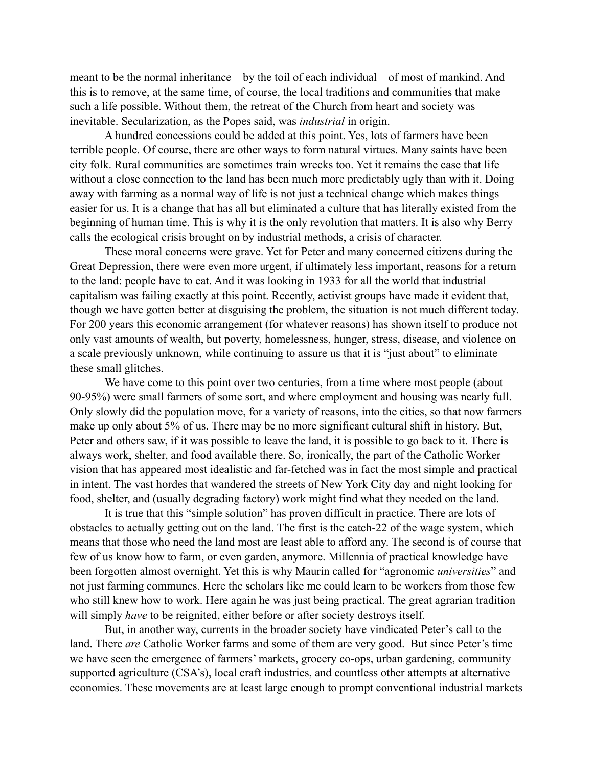meant to be the normal inheritance – by the toil of each individual – of most of mankind. And this is to remove, at the same time, of course, the local traditions and communities that make such a life possible. Without them, the retreat of the Church from heart and society was inevitable. Secularization, as the Popes said, was *industrial* in origin.

A hundred concessions could be added at this point. Yes, lots of farmers have been terrible people. Of course, there are other ways to form natural virtues. Many saints have been city folk. Rural communities are sometimes train wrecks too. Yet it remains the case that life without a close connection to the land has been much more predictably ugly than with it. Doing away with farming as a normal way of life is not just a technical change which makes things easier for us. It is a change that has all but eliminated a culture that has literally existed from the beginning of human time. This is why it is the only revolution that matters. It is also why Berry calls the ecological crisis brought on by industrial methods, a crisis of character.

These moral concerns were grave. Yet for Peter and many concerned citizens during the Great Depression, there were even more urgent, if ultimately less important, reasons for a return to the land: people have to eat. And it was looking in 1933 for all the world that industrial capitalism was failing exactly at this point. Recently, activist groups have made it evident that, though we have gotten better at disguising the problem, the situation is not much different today. For 200 years this economic arrangement (for whatever reasons) has shown itself to produce not only vast amounts of wealth, but poverty, homelessness, hunger, stress, disease, and violence on a scale previously unknown, while continuing to assure us that it is "just about" to eliminate these small glitches.

We have come to this point over two centuries, from a time where most people (about 90-95%) were small farmers of some sort, and where employment and housing was nearly full. Only slowly did the population move, for a variety of reasons, into the cities, so that now farmers make up only about 5% of us. There may be no more significant cultural shift in history. But, Peter and others saw, if it was possible to leave the land, it is possible to go back to it. There is always work, shelter, and food available there. So, ironically, the part of the Catholic Worker vision that has appeared most idealistic and far-fetched was in fact the most simple and practical in intent. The vast hordes that wandered the streets of New York City day and night looking for food, shelter, and (usually degrading factory) work might find what they needed on the land.

It is true that this "simple solution" has proven difficult in practice. There are lots of obstacles to actually getting out on the land. The first is the catch-22 of the wage system, which means that those who need the land most are least able to afford any. The second is of course that few of us know how to farm, or even garden, anymore. Millennia of practical knowledge have been forgotten almost overnight. Yet this is why Maurin called for "agronomic *universities*" and not just farming communes. Here the scholars like me could learn to be workers from those few who still knew how to work. Here again he was just being practical. The great agrarian tradition will simply *have* to be reignited, either before or after society destroys itself.

But, in another way, currents in the broader society have vindicated Peter's call to the land. There *are* Catholic Worker farms and some of them are very good. But since Peter's time we have seen the emergence of farmers' markets, grocery co-ops, urban gardening, community supported agriculture (CSA's), local craft industries, and countless other attempts at alternative economies. These movements are at least large enough to prompt conventional industrial markets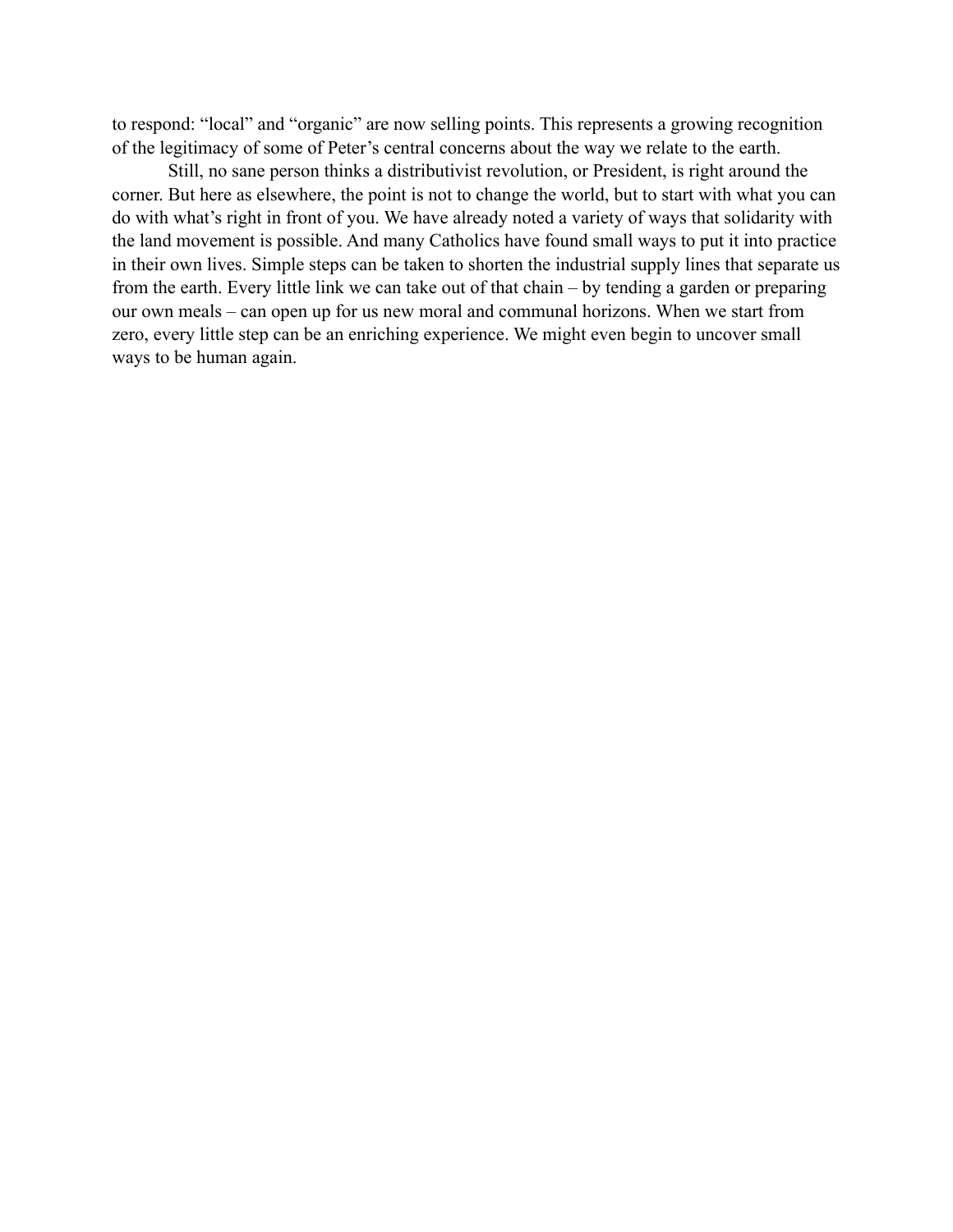to respond: “local” and “organic” are now selling points. This represents a growing recognition of the legitimacy of some of Peter’s central concerns about the way we relate to the earth.

Still, no sane person thinks a distributivist revolution, or President, is right around the corner. But here as elsewhere, the point is not to change the world, but to start with what you can do with what’s right in front of you. We have already noted a variety of ways that solidarity with the land movement is possible. And many Catholics have found small ways to put it into practice in their own lives. Simple steps can be taken to shorten the industrial supply lines that separate us from the earth. Every little link we can take out of that chain – by tending a garden or preparing our own meals – can open up for us new moral and communal horizons. When we start from zero, every little step can be an enriching experience. We might even begin to uncover small ways to be human again.